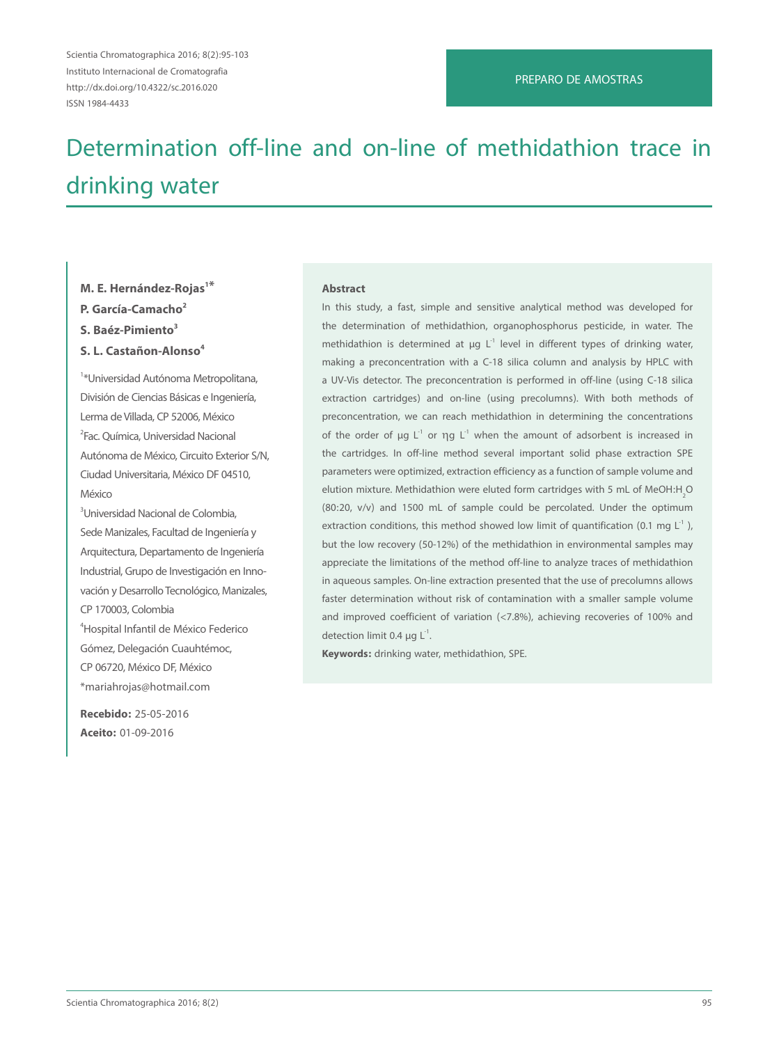PREPARO DE AMOSTRAS

# Determination off-line and on-line of methidathion trace in drinking water

**M. E. Hernández-Rojas[1*]**
**P. García-Camacho[2]**
**S. Baéz-Pimiento[3]**
**S. L. Castañon-Alonso[4]**

[1]*Universidad Autónoma Metropolitana, División de Ciencias Básicas e Ingeniería, Lerma de Villada, CP 52006, México

[2]Fac. Química, Universidad Nacional Autónoma de México, Circuito Exterior S/N, Ciudad Universitaria, México DF 04510, México

[3]Universidad Nacional de Colombia, Sede Manizales, Facultad de Ingeniería y Arquitectura, Departamento de Ingeniería Industrial, Grupo de Investigación en Innovación y Desarrollo Tecnológico, Manizales, CP 170003, Colombia

[4]Hospital Infantil de México Federico Gómez, Delegación Cuauhtémoc, CP 06720, México DF, México

*mariahrojas@hotmail.com

**Recebido:** 25-05-2016
**Aceito:** 01-09-2016

## Abstract

In this study, a fast, simple and sensitive analytical method was developed for the determination of methidathion, organophosphorus pesticide, in water. The methidathion is determined at µg $L^{-1}$ level in different types of drinking water, making a preconcentration with a C-18 silica column and analysis by HPLC with a UV-Vis detector. The preconcentration is performed in off-line (using C-18 silica extraction cartridges) and on-line (using precolumns). With both methods of preconcentration, we can reach methidathion in determining the concentrations of the order of µg $L^{-1}$ or ηg $L^{-1}$ when the amount of adsorbent is increased in the cartridges. In off-line method several important solid phase extraction SPE parameters were optimized, extraction efficiency as a function of sample volume and elution mixture. Methidathion were eluted form cartridges with 5 mL of MeOH:$H_2O$ (80:20, v/v) and 1500 mL of sample could be percolated. Under the optimum extraction conditions, this method showed low limit of quantification (0.1 mg $L^{-1}$ ), but the low recovery (50-12%) of the methidathion in environmental samples may appreciate the limitations of the method off-line to analyze traces of methidathion in aqueous samples. On-line extraction presented that the use of precolumns allows faster determination without risk of contamination with a smaller sample volume and improved coefficient of variation (<7.8%), achieving recoveries of 100% and detection limit 0.4 µg $L^{-1}$.

**Keywords:** drinking water, methidathion, SPE.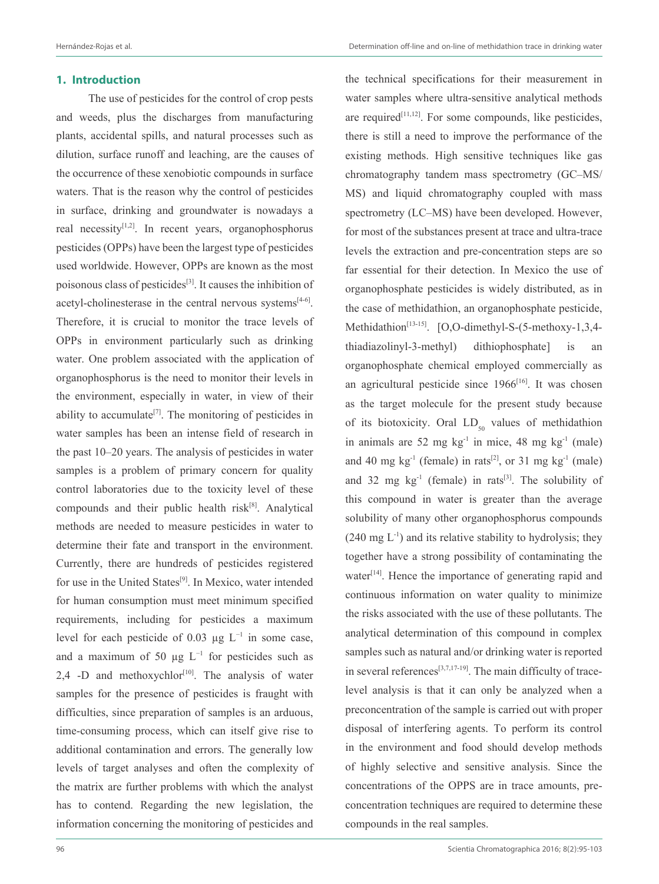## 1. Introduction

The use of pesticides for the control of crop pests and weeds, plus the discharges from manufacturing plants, accidental spills, and natural processes such as dilution, surface runoff and leaching, are the causes of the occurrence of these xenobiotic compounds in surface waters. That is the reason why the control of pesticides in surface, drinking and groundwater is nowadays a real necessity[1,2]. In recent years, organophosphorus pesticides (OPPs) have been the largest type of pesticides used worldwide. However, OPPs are known as the most poisonous class of pesticides[3]. It causes the inhibition of acetyl-cholinesterase in the central nervous systems[4-6]. Therefore, it is crucial to monitor the trace levels of OPPs in environment particularly such as drinking water. One problem associated with the application of organophosphorus is the need to monitor their levels in the environment, especially in water, in view of their ability to accumulate[7]. The monitoring of pesticides in water samples has been an intense field of research in the past 10–20 years. The analysis of pesticides in water samples is a problem of primary concern for quality control laboratories due to the toxicity level of these compounds and their public health risk[8]. Analytical methods are needed to measure pesticides in water to determine their fate and transport in the environment. Currently, there are hundreds of pesticides registered for use in the United States[9]. In Mexico, water intended for human consumption must meet minimum specified requirements, including for pesticides a maximum level for each pesticide of 0.03 µg $L^{-1}$ in some case, and a maximum of 50 µg $L^{-1}$ for pesticides such as 2,4 -D and methoxychlor[10]. The analysis of water samples for the presence of pesticides is fraught with difficulties, since preparation of samples is an arduous, time-consuming process, which can itself give rise to additional contamination and errors. The generally low levels of target analyses and often the complexity of the matrix are further problems with which the analyst has to contend. Regarding the new legislation, the information concerning the monitoring of pesticides and the technical specifications for their measurement in water samples where ultra-sensitive analytical methods are required[11,12]. For some compounds, like pesticides, there is still a need to improve the performance of the existing methods. High sensitive techniques like gas chromatography tandem mass spectrometry (GC–MS/MS) and liquid chromatography coupled with mass spectrometry (LC–MS) have been developed. However, for most of the substances present at trace and ultra-trace levels the extraction and pre-concentration steps are so far essential for their detection. In Mexico the use of organophosphate pesticides is widely distributed, as in the case of methidathion, an organophosphate pesticide, Methidathion[13-15]. [O,O-dimethyl-S-(5-methoxy-1,3,4-thiadiazolinyl-3-methyl) dithiophosphate] is an organophosphate chemical employed commercially as an agricultural pesticide since 1966[16]. It was chosen as the target molecule for the present study because of its biotoxicity. Oral $LD_{50}$ values of methidathion in animals are 52 mg $kg^{-1}$ in mice, 48 mg $kg^{-1}$ (male) and 40 mg $kg^{-1}$ (female) in rats[2], or 31 mg $kg^{-1}$ (male) and 32 mg $kg^{-1}$ (female) in rats[3]. The solubility of this compound in water is greater than the average solubility of many other organophosphorus compounds (240 mg $L^{-1}$) and its relative stability to hydrolysis; they together have a strong possibility of contaminating the water[14]. Hence the importance of generating rapid and continuous information on water quality to minimize the risks associated with the use of these pollutants. The analytical determination of this compound in complex samples such as natural and/or drinking water is reported in several references[3,7,17-19]. The main difficulty of trace-level analysis is that it can only be analyzed when a preconcentration of the sample is carried out with proper disposal of interfering agents. To perform its control in the environment and food should develop methods of highly selective and sensitive analysis. Since the concentrations of the OPPS are in trace amounts, pre-concentration techniques are required to determine these compounds in the real samples.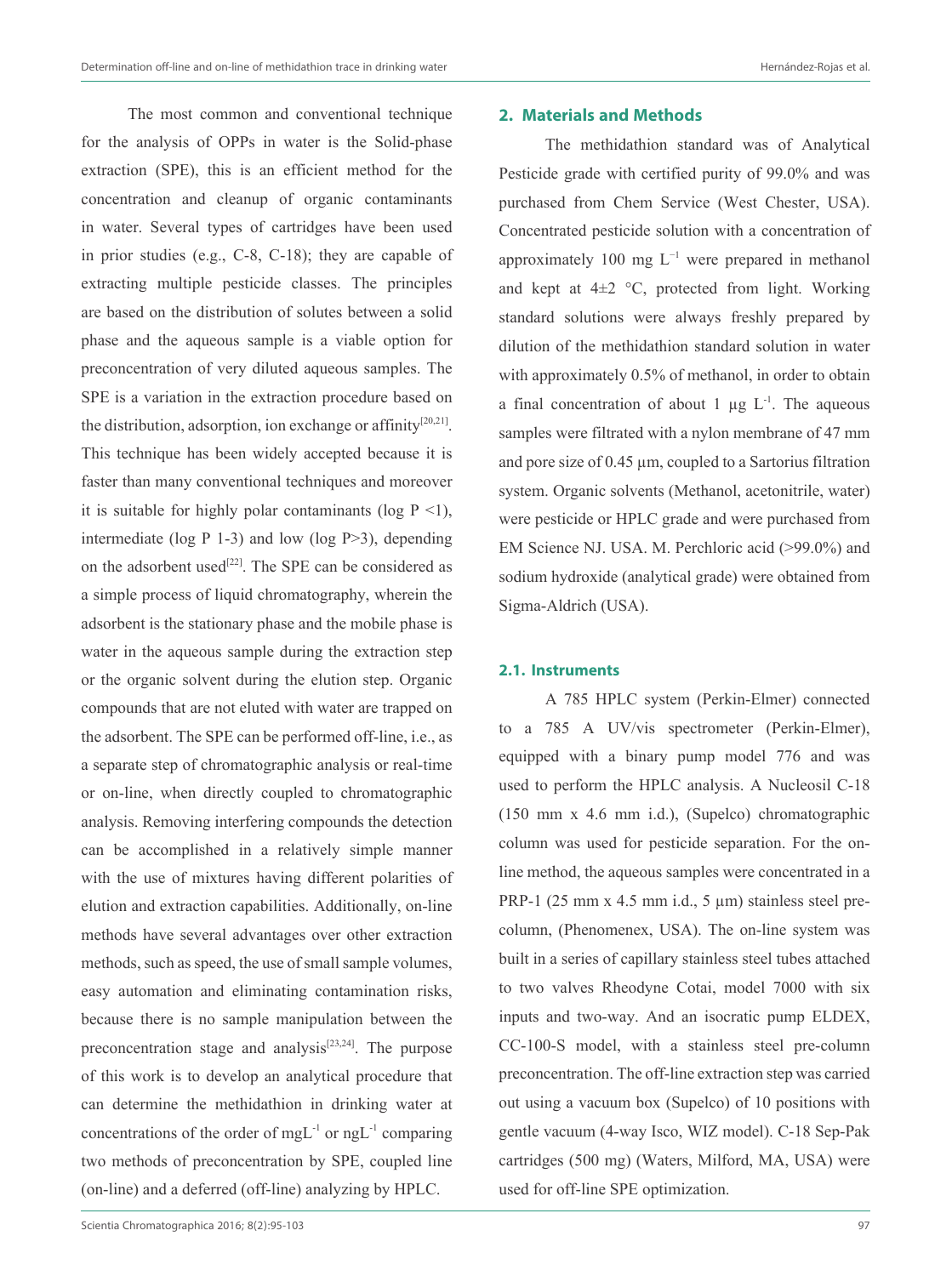The most common and conventional technique for the analysis of OPPs in water is the Solid-phase extraction (SPE), this is an efficient method for the concentration and cleanup of organic contaminants in water. Several types of cartridges have been used in prior studies (e.g., C-8, C-18); they are capable of extracting multiple pesticide classes. The principles are based on the distribution of solutes between a solid phase and the aqueous sample is a viable option for preconcentration of very diluted aqueous samples. The SPE is a variation in the extraction procedure based on the distribution, adsorption, ion exchange or affinity[20,21]. This technique has been widely accepted because it is faster than many conventional techniques and moreover it is suitable for highly polar contaminants (log P <1), intermediate (log P 1-3) and low (log P>3), depending on the adsorbent used[22]. The SPE can be considered as a simple process of liquid chromatography, wherein the adsorbent is the stationary phase and the mobile phase is water in the aqueous sample during the extraction step or the organic solvent during the elution step. Organic compounds that are not eluted with water are trapped on the adsorbent. The SPE can be performed off-line, i.e., as a separate step of chromatographic analysis or real-time or on-line, when directly coupled to chromatographic analysis. Removing interfering compounds the detection can be accomplished in a relatively simple manner with the use of mixtures having different polarities of elution and extraction capabilities. Additionally, on-line methods have several advantages over other extraction methods, such as speed, the use of small sample volumes, easy automation and eliminating contamination risks, because there is no sample manipulation between the preconcentration stage and analysis[23,24]. The purpose of this work is to develop an analytical procedure that can determine the methidathion in drinking water at concentrations of the order of $mgL^{-1}$ or $ngL^{-1}$ comparing two methods of preconcentration by SPE, coupled line (on-line) and a deferred (off-line) analyzing by HPLC.

## 2. Materials and Methods

The methidathion standard was of Analytical Pesticide grade with certified purity of 99.0% and was purchased from Chem Service (West Chester, USA). Concentrated pesticide solution with a concentration of approximately 100 mg $L^{-1}$ were prepared in methanol and kept at 4±2 °C, protected from light. Working standard solutions were always freshly prepared by dilution of the methidathion standard solution in water with approximately 0.5% of methanol, in order to obtain a final concentration of about 1 μg $L^{-1}$. The aqueous samples were filtrated with a nylon membrane of 47 mm and pore size of 0.45 μm, coupled to a Sartorius filtration system. Organic solvents (Methanol, acetonitrile, water) were pesticide or HPLC grade and were purchased from EM Science NJ. USA. M. Perchloric acid (>99.0%) and sodium hydroxide (analytical grade) were obtained from Sigma-Aldrich (USA).

### 2.1. Instruments

A 785 HPLC system (Perkin-Elmer) connected to a 785 A UV/vis spectrometer (Perkin-Elmer), equipped with a binary pump model 776 and was used to perform the HPLC analysis. A Nucleosil C-18 (150 mm x 4.6 mm i.d.), (Supelco) chromatographic column was used for pesticide separation. For the on-line method, the aqueous samples were concentrated in a PRP-1 (25 mm x 4.5 mm i.d., 5 μm) stainless steel pre-column, (Phenomenex, USA). The on-line system was built in a series of capillary stainless steel tubes attached to two valves Rheodyne Cotai, model 7000 with six inputs and two-way. And an isocratic pump ELDEX, CC-100-S model, with a stainless steel pre-column preconcentration. The off-line extraction step was carried out using a vacuum box (Supelco) of 10 positions with gentle vacuum (4-way Isco, WIZ model). C-18 Sep-Pak cartridges (500 mg) (Waters, Milford, MA, USA) were used for off-line SPE optimization.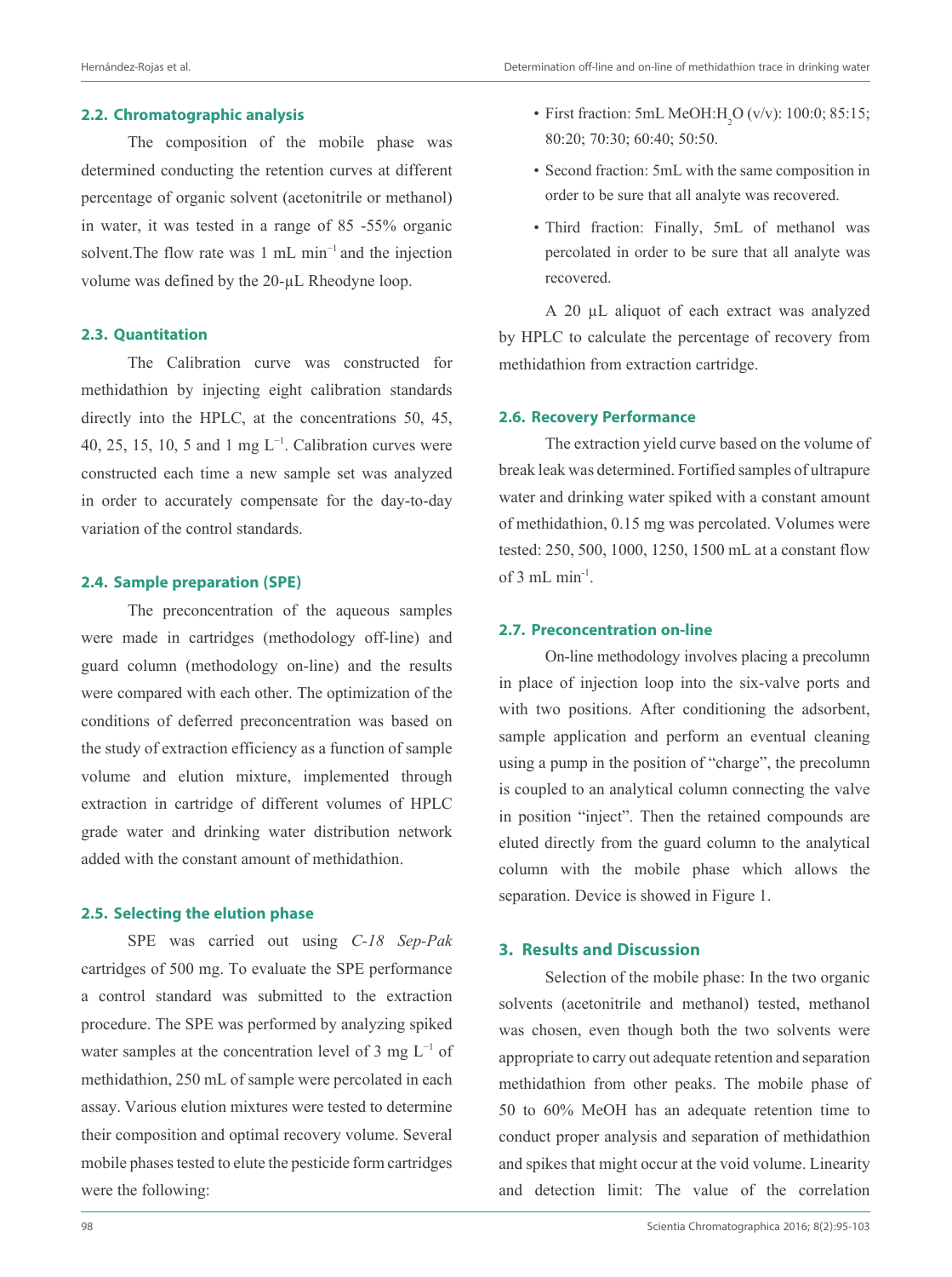## 2.2. Chromatographic analysis

The composition of the mobile phase was determined conducting the retention curves at different percentage of organic solvent (acetonitrile or methanol) in water, it was tested in a range of 85 -55% organic solvent.The flow rate was 1 mL min$^{-1}$ and the injection volume was defined by the 20-µL Rheodyne loop.

## 2.3. Quantitation

The Calibration curve was constructed for methidathion by injecting eight calibration standards directly into the HPLC, at the concentrations 50, 45, 40, 25, 15, 10, 5 and 1 mg L$^{-1}$. Calibration curves were constructed each time a new sample set was analyzed in order to accurately compensate for the day-to-day variation of the control standards.

## 2.4. Sample preparation (SPE)

The preconcentration of the aqueous samples were made in cartridges (methodology off-line) and guard column (methodology on-line) and the results were compared with each other. The optimization of the conditions of deferred preconcentration was based on the study of extraction efficiency as a function of sample volume and elution mixture, implemented through extraction in cartridge of different volumes of HPLC grade water and drinking water distribution network added with the constant amount of methidathion.

## 2.5. Selecting the elution phase

SPE was carried out using *C-18 Sep-Pak* cartridges of 500 mg. To evaluate the SPE performance a control standard was submitted to the extraction procedure. The SPE was performed by analyzing spiked water samples at the concentration level of 3 mg L$^{-1}$ of methidathion, 250 mL of sample were percolated in each assay. Various elution mixtures were tested to determine their composition and optimal recovery volume. Several mobile phases tested to elute the pesticide form cartridges were the following:

- First fraction: 5mL MeOH:$H_2O$ (v/v): 100:0; 85:15; 80:20; 70:30; 60:40; 50:50.
- Second fraction: 5mL with the same composition in order to be sure that all analyte was recovered.
- Third fraction: Finally, 5mL of methanol was percolated in order to be sure that all analyte was recovered.

A 20 µL aliquot of each extract was analyzed by HPLC to calculate the percentage of recovery from methidathion from extraction cartridge.

## 2.6. Recovery Performance

The extraction yield curve based on the volume of break leak was determined. Fortified samples of ultrapure water and drinking water spiked with a constant amount of methidathion, 0.15 mg was percolated. Volumes were tested: 250, 500, 1000, 1250, 1500 mL at a constant flow of 3 mL min$^{-1}$.

## 2.7. Preconcentration on-line

On-line methodology involves placing a precolumn in place of injection loop into the six-valve ports and with two positions. After conditioning the adsorbent, sample application and perform an eventual cleaning using a pump in the position of "charge", the precolumn is coupled to an analytical column connecting the valve in position "inject". Then the retained compounds are eluted directly from the guard column to the analytical column with the mobile phase which allows the separation. Device is showed in Figure 1.

# 3. Results and Discussion

Selection of the mobile phase: In the two organic solvents (acetonitrile and methanol) tested, methanol was chosen, even though both the two solvents were appropriate to carry out adequate retention and separation methidathion from other peaks. The mobile phase of 50 to 60% MeOH has an adequate retention time to conduct proper analysis and separation of methidathion and spikes that might occur at the void volume. Linearity and detection limit: The value of the correlation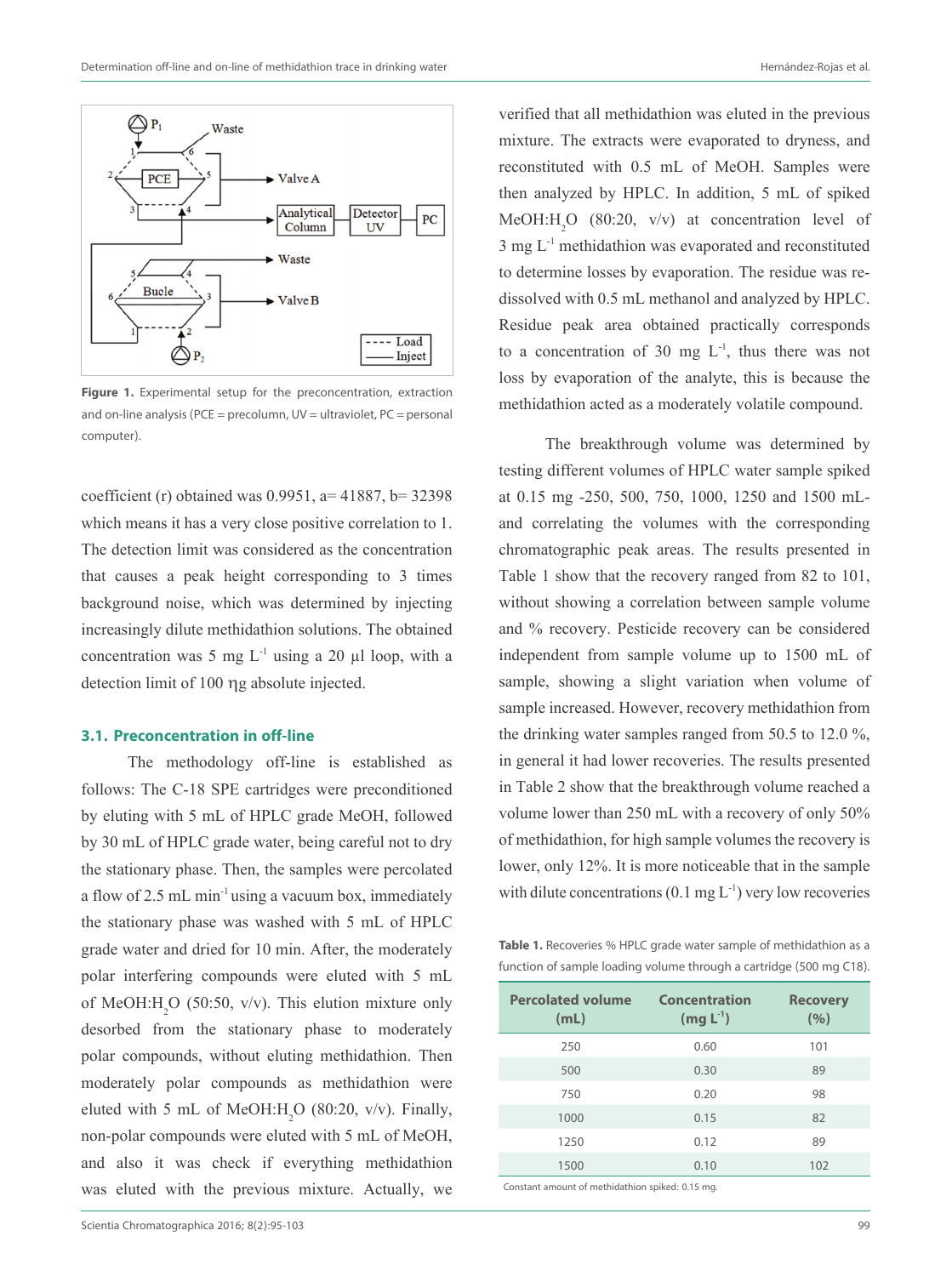**Figure 1.** Experimental setup for the preconcentration, extraction and on-line analysis (PCE = precolumn, UV = ultraviolet, PC = personal computer).

coefficient (r) obtained was 0.9951, a= 41887, b= 32398 which means it has a very close positive correlation to 1. The detection limit was considered as the concentration that causes a peak height corresponding to 3 times background noise, which was determined by injecting increasingly dilute methidathion solutions. The obtained concentration was 5 mg $L^{-1}$ using a 20 µl loop, with a detection limit of 100 ηg absolute injected.

### 3.1. Preconcentration in off-line

The methodology off-line is established as follows: The C-18 SPE cartridges were preconditioned by eluting with 5 mL of HPLC grade MeOH, followed by 30 mL of HPLC grade water, being careful not to dry the stationary phase. Then, the samples were percolated a flow of 2.5 mL $min^{-1}$ using a vacuum box, immediately the stationary phase was washed with 5 mL of HPLC grade water and dried for 10 min. After, the moderately polar interfering compounds were eluted with 5 mL of MeOH:$H_2O$ (50:50, v/v). This elution mixture only desorbed from the stationary phase to moderately polar compounds, without eluting methidathion. Then moderately polar compounds as methidathion were eluted with 5 mL of MeOH:$H_2O$ (80:20, v/v). Finally, non-polar compounds were eluted with 5 mL of MeOH, and also it was check if everything methidathion was eluted with the previous mixture. Actually, we verified that all methidathion was eluted in the previous mixture. The extracts were evaporated to dryness, and reconstituted with 0.5 mL of MeOH. Samples were then analyzed by HPLC. In addition, 5 mL of spiked MeOH:$H_2O$ (80:20, v/v) at concentration level of 3 mg $L^{-1}$ methidathion was evaporated and reconstituted to determine losses by evaporation. The residue was re-dissolved with 0.5 mL methanol and analyzed by HPLC. Residue peak area obtained practically corresponds to a concentration of 30 mg $L^{-1}$, thus there was not loss by evaporation of the analyte, this is because the methidathion acted as a moderately volatile compound.

The breakthrough volume was determined by testing different volumes of HPLC water sample spiked at 0.15 mg -250, 500, 750, 1000, 1250 and 1500 mL- and correlating the volumes with the corresponding chromatographic peak areas. The results presented in Table 1 show that the recovery ranged from 82 to 101, without showing a correlation between sample volume and % recovery. Pesticide recovery can be considered independent from sample volume up to 1500 mL of sample, showing a slight variation when volume of sample increased. However, recovery methidathion from the drinking water samples ranged from 50.5 to 12.0 %, in general it had lower recoveries. The results presented in Table 2 show that the breakthrough volume reached a volume lower than 250 mL with a recovery of only 50% of methidathion, for high sample volumes the recovery is lower, only 12%. It is more noticeable that in the sample with dilute concentrations (0.1 mg $L^{-1}$) very low recoveries

**Table 1.** Recoveries % HPLC grade water sample of methidathion as a function of sample loading volume through a cartridge (500 mg C18).

| Percolated volume (mL) | Concentration (mg $L^{-1}$) | Recovery (%) |
|---|---|---|
| 250 | 0.60 | 101 |
| 500 | 0.30 | 89 |
| 750 | 0.20 | 98 |
| 1000 | 0.15 | 82 |
| 1250 | 0.12 | 89 |
| 1500 | 0.10 | 102 |

Constant amount of methidathion spiked: 0.15 mg.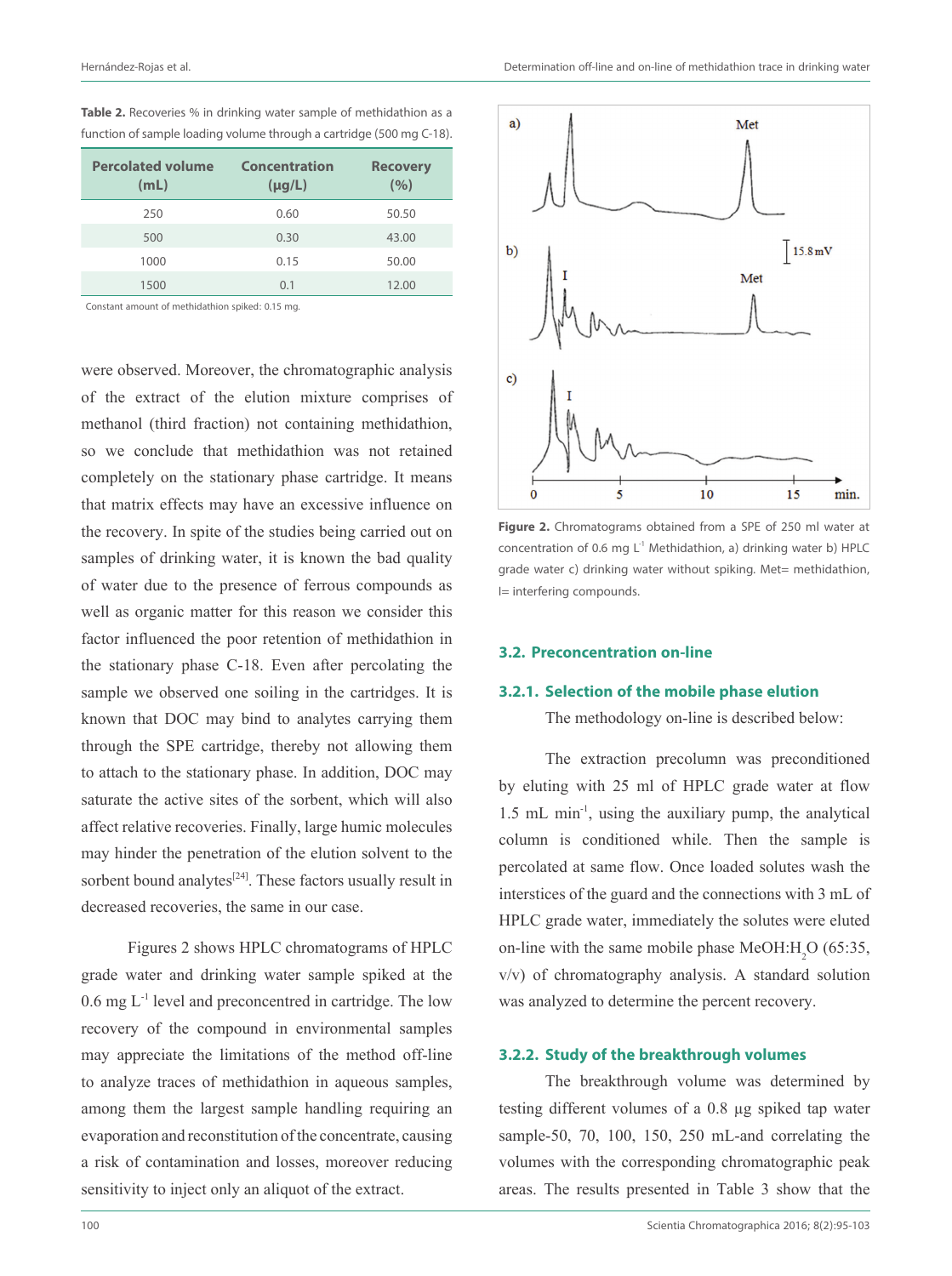**Table 2.** Recoveries % in drinking water sample of methidathion as a function of sample loading volume through a cartridge (500 mg C-18).

| Percolated volume (mL) | Concentration (µg/L) | Recovery (%) |
|---|---|---|
| 250 | 0.60 | 50.50 |
| 500 | 0.30 | 43.00 |
| 1000 | 0.15 | 50.00 |
| 1500 | 0.1 | 12.00 |

Constant amount of methidathion spiked: 0.15 mg.

were observed. Moreover, the chromatographic analysis of the extract of the elution mixture comprises of methanol (third fraction) not containing methidathion, so we conclude that methidathion was not retained completely on the stationary phase cartridge. It means that matrix effects may have an excessive influence on the recovery. In spite of the studies being carried out on samples of drinking water, it is known the bad quality of water due to the presence of ferrous compounds as well as organic matter for this reason we consider this factor influenced the poor retention of methidathion in the stationary phase C-18. Even after percolating the sample we observed one soiling in the cartridges. It is known that DOC may bind to analytes carrying them through the SPE cartridge, thereby not allowing them to attach to the stationary phase. In addition, DOC may saturate the active sites of the sorbent, which will also affect relative recoveries. Finally, large humic molecules may hinder the penetration of the elution solvent to the sorbent bound analytes[24]. These factors usually result in decreased recoveries, the same in our case.

Figures 2 shows HPLC chromatograms of HPLC grade water and drinking water sample spiked at the 0.6 mg $L^{-1}$ level and preconcentred in cartridge. The low recovery of the compound in environmental samples may appreciate the limitations of the method off-line to analyze traces of methidathion in aqueous samples, among them the largest sample handling requiring an evaporation and reconstitution of the concentrate, causing a risk of contamination and losses, moreover reducing sensitivity to inject only an aliquot of the extract.

**Figure 2.** Chromatograms obtained from a SPE of 250 ml water at concentration of 0.6 mg $L^{-1}$ Methidathion, a) drinking water b) HPLC grade water c) drinking water without spiking. Met= methidathion, I= interfering compounds.

## 3.2. Preconcentration on-line

### 3.2.1. Selection of the mobile phase elution

The methodology on-line is described below:

The extraction precolumn was preconditioned by eluting with 25 ml of HPLC grade water at flow 1.5 mL $min^{-1}$, using the auxiliary pump, the analytical column is conditioned while. Then the sample is percolated at same flow. Once loaded solutes wash the interstices of the guard and the connections with 3 mL of HPLC grade water, immediately the solutes were eluted on-line with the same mobile phase MeOH:$H_2O$ (65:35, v/v) of chromatography analysis. A standard solution was analyzed to determine the percent recovery.

### 3.2.2. Study of the breakthrough volumes

The breakthrough volume was determined by testing different volumes of a 0.8 µg spiked tap water sample-50, 70, 100, 150, 250 mL-and correlating the volumes with the corresponding chromatographic peak areas. The results presented in Table 3 show that the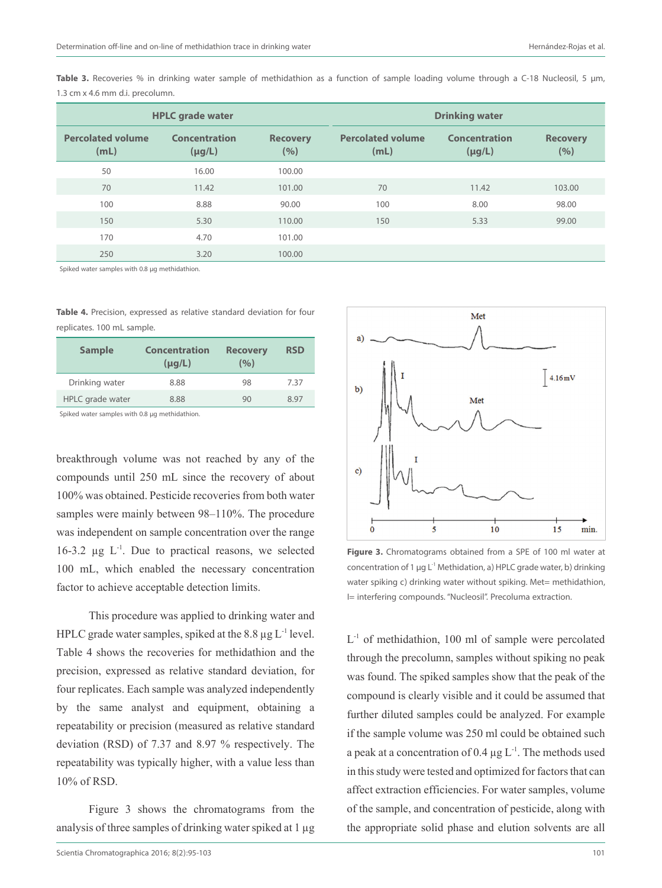**Table 3.** Recoveries % in drinking water sample of methidathion as a function of sample loading volume through a C-18 Nucleosil, 5 μm, 1.3 cm x 4.6 mm d.i. precolumn.

| HPLC grade water | | | Drinking water | | |
|---|---|---|---|---|---|
| Percolated volume (mL) | Concentration (μg/L) | Recovery (%) | Percolated volume (mL) | Concentration (μg/L) | Recovery (%) |
| 50 | 16.00 | 100.00 | | | |
| 70 | 11.42 | 101.00 | 70 | 11.42 | 103.00 |
| 100 | 8.88 | 90.00 | 100 | 8.00 | 98.00 |
| 150 | 5.30 | 110.00 | 150 | 5.33 | 99.00 |
| 170 | 4.70 | 101.00 | | | |
| 250 | 3.20 | 100.00 | | | |

Spiked water samples with 0.8 μg methidathion.

**Table 4.** Precision, expressed as relative standard deviation for four replicates. 100 mL sample.

| Sample | Concentration (μg/L) | Recovery (%) | RSD |
|---|---|---|---|
| Drinking water | 8.88 | 98 | 7.37 |
| HPLC grade water | 8.88 | 90 | 8.97 |

Spiked water samples with 0.8 μg methidathion.

breakthrough volume was not reached by any of the compounds until 250 mL since the recovery of about 100% was obtained. Pesticide recoveries from both water samples were mainly between 98–110%. The procedure was independent on sample concentration over the range 16-3.2 μg $L^{-1}$. Due to practical reasons, we selected 100 mL, which enabled the necessary concentration factor to achieve acceptable detection limits.

This procedure was applied to drinking water and HPLC grade water samples, spiked at the 8.8 μg $L^{-1}$ level. Table 4 shows the recoveries for methidathion and the precision, expressed as relative standard deviation, for four replicates. Each sample was analyzed independently by the same analyst and equipment, obtaining a repeatability or precision (measured as relative standard deviation (RSD) of 7.37 and 8.97 % respectively. The repeatability was typically higher, with a value less than 10% of RSD.

Figure 3 shows the chromatograms from the analysis of three samples of drinking water spiked at 1 μg $L^{-1}$ of methidathion, 100 ml of sample were percolated through the precolumn, samples without spiking no peak was found. The spiked samples show that the peak of the compound is clearly visible and it could be assumed that further diluted samples could be analyzed. For example if the sample volume was 250 ml could be obtained such a peak at a concentration of 0.4 μg $L^{-1}$. The methods used in this study were tested and optimized for factors that can affect extraction efficiencies. For water samples, volume of the sample, and concentration of pesticide, along with the appropriate solid phase and elution solvents are all

**Figure 3.** Chromatograms obtained from a SPE of 100 ml water at concentration of 1 μg $L^{-1}$ Methidation, a) HPLC grade water, b) drinking water spiking c) drinking water without spiking. Met= methidathion, I= interfering compounds. "Nucleosil". Precoluma extraction.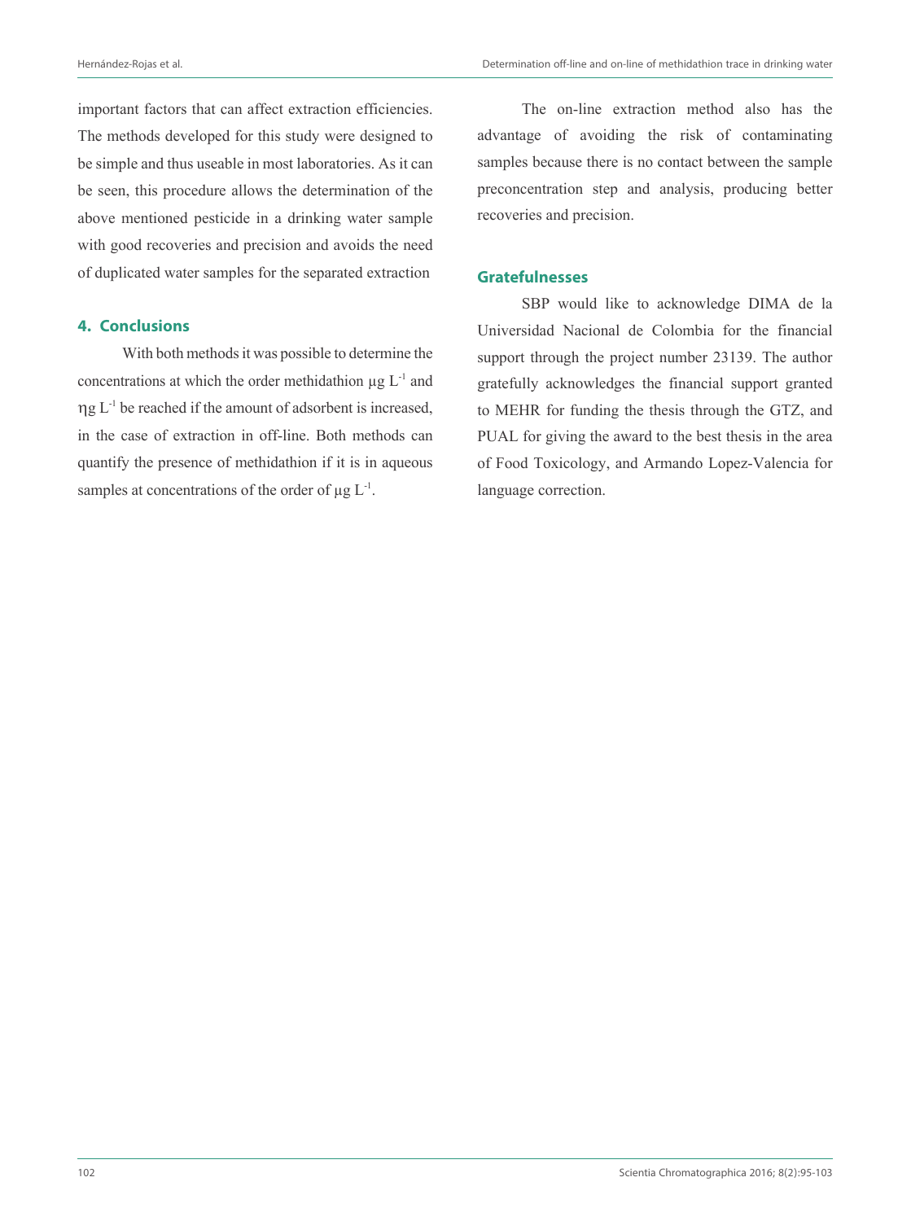important factors that can affect extraction efficiencies. The methods developed for this study were designed to be simple and thus useable in most laboratories. As it can be seen, this procedure allows the determination of the above mentioned pesticide in a drinking water sample with good recoveries and precision and avoids the need of duplicated water samples for the separated extraction

## 4. Conclusions

With both methods it was possible to determine the concentrations at which the order methidathion µg $L^{-1}$ and ηg $L^{-1}$ be reached if the amount of adsorbent is increased, in the case of extraction in off-line. Both methods can quantify the presence of methidathion if it is in aqueous samples at concentrations of the order of µg $L^{-1}$.

The on-line extraction method also has the advantage of avoiding the risk of contaminating samples because there is no contact between the sample preconcentration step and analysis, producing better recoveries and precision.

## Gratefulnesses

SBP would like to acknowledge DIMA de la Universidad Nacional de Colombia for the financial support through the project number 23139. The author gratefully acknowledges the financial support granted to MEHR for funding the thesis through the GTZ, and PUAL for giving the award to the best thesis in the area of Food Toxicology, and Armando Lopez-Valencia for language correction.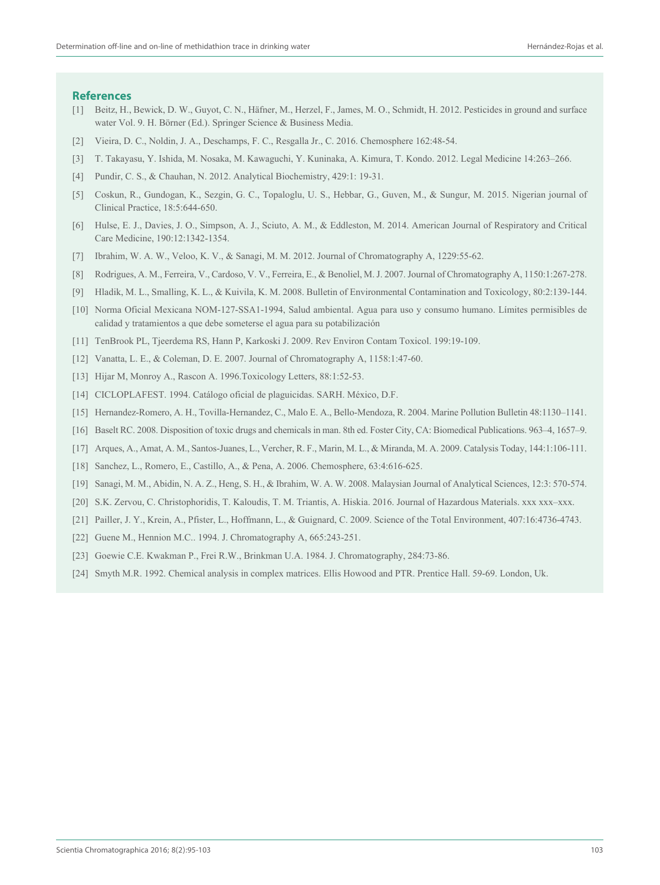## References

[1] Beitz, H., Bewick, D. W., Guyot, C. N., Häfner, M., Herzel, F., James, M. O., Schmidt, H. 2012. Pesticides in ground and surface water Vol. 9. H. Börner (Ed.). Springer Science & Business Media.

[2] Vieira, D. C., Noldin, J. A., Deschamps, F. C., Resgalla Jr., C. 2016. Chemosphere 162:48-54.

[3] T. Takayasu, Y. Ishida, M. Nosaka, M. Kawaguchi, Y. Kuninaka, A. Kimura, T. Kondo. 2012. Legal Medicine 14:263–266.

[4] Pundir, C. S., & Chauhan, N. 2012. Analytical Biochemistry, 429:1: 19-31.

[5] Coskun, R., Gundogan, K., Sezgin, G. C., Topaloglu, U. S., Hebbar, G., Guven, M., & Sungur, M. 2015. Nigerian journal of Clinical Practice, 18:5:644-650.

[6] Hulse, E. J., Davies, J. O., Simpson, A. J., Sciuto, A. M., & Eddleston, M. 2014. American Journal of Respiratory and Critical Care Medicine, 190:12:1342-1354.

[7] Ibrahim, W. A. W., Veloo, K. V., & Sanagi, M. M. 2012. Journal of Chromatography A, 1229:55-62.

[8] Rodrigues, A. M., Ferreira, V., Cardoso, V. V., Ferreira, E., & Benoliel, M. J. 2007. Journal of Chromatography A, 1150:1:267-278.

[9] Hladik, M. L., Smalling, K. L., & Kuivila, K. M. 2008. Bulletin of Environmental Contamination and Toxicology, 80:2:139-144.

[10] Norma Oficial Mexicana NOM-127-SSA1-1994, Salud ambiental. Agua para uso y consumo humano. Límites permisibles de calidad y tratamientos a que debe someterse el agua para su potabilización

[11] TenBrook PL, Tjeerdema RS, Hann P, Karkoski J. 2009. Rev Environ Contam Toxicol. 199:19-109.

[12] Vanatta, L. E., & Coleman, D. E. 2007. Journal of Chromatography A, 1158:1:47-60.

[13] Hijar M, Monroy A., Rascon A. 1996.Toxicology Letters, 88:1:52-53.

[14] CICLOPLAFEST. 1994. Catálogo oficial de plaguicidas. SARH. México, D.F.

[15] Hernandez-Romero, A. H., Tovilla-Hernandez, C., Malo E. A., Bello-Mendoza, R. 2004. Marine Pollution Bulletin 48:1130–1141.

[16] Baselt RC. 2008. Disposition of toxic drugs and chemicals in man. 8th ed. Foster City, CA: Biomedical Publications. 963–4, 1657–9.

[17] Arques, A., Amat, A. M., Santos-Juanes, L., Vercher, R. F., Marin, M. L., & Miranda, M. A. 2009. Catalysis Today, 144:1:106-111.

[18] Sanchez, L., Romero, E., Castillo, A., & Pena, A. 2006. Chemosphere, 63:4:616-625.

[19] Sanagi, M. M., Abidin, N. A. Z., Heng, S. H., & Ibrahim, W. A. W. 2008. Malaysian Journal of Analytical Sciences, 12:3: 570-574.

[20] S.K. Zervou, C. Christophoridis, T. Kaloudis, T. M. Triantis, A. Hiskia. 2016. Journal of Hazardous Materials. xxx xxx–xxx.

[21] Pailler, J. Y., Krein, A., Pfister, L., Hoffmann, L., & Guignard, C. 2009. Science of the Total Environment, 407:16:4736-4743.

[22] Guene M., Hennion M.C.. 1994. J. Chromatography A, 665:243-251.

[23] Goewie C.E. Kwakman P., Frei R.W., Brinkman U.A. 1984. J. Chromatography, 284:73-86.

[24] Smyth M.R. 1992. Chemical analysis in complex matrices. Ellis Howood and PTR. Prentice Hall. 59-69. London, Uk.